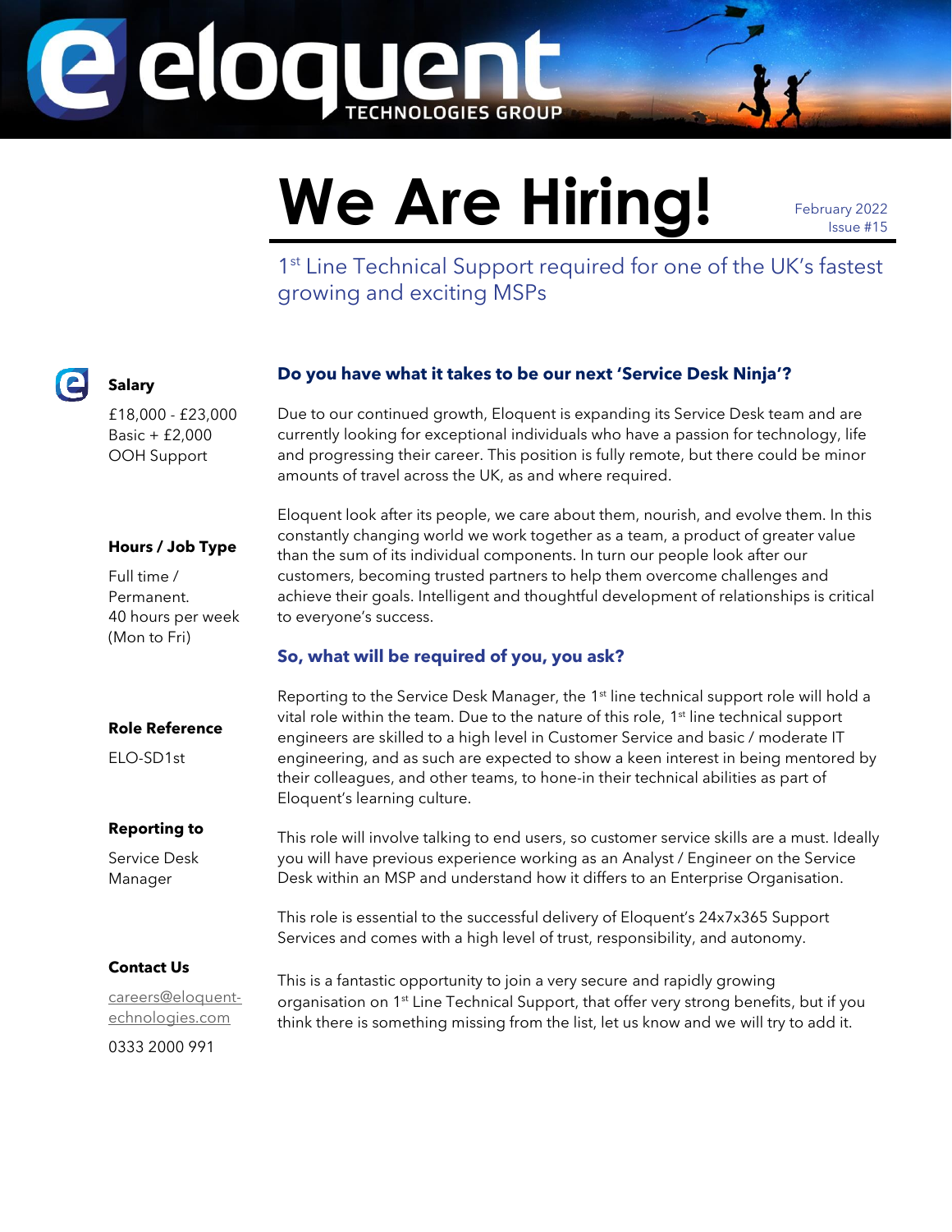# We Are Hiring!

February 2022
Issue #15

1st Line Technical Support required for one of the UK's fastest growing and exciting MSPs

**Salary**

£18,000 - £23,000 Basic + £2,000 OOH Support

**Hours / Job Type**

Full time / Permanent.
40 hours per week (Mon to Fri)

**Role Reference**

ELO-SD1st

**Reporting to**

Service Desk Manager

**Contact Us**

careers@eloquent-echnologies.com

0333 2000 991

## Do you have what it takes to be our next 'Service Desk Ninja'?

Due to our continued growth, Eloquent is expanding its Service Desk team and are currently looking for exceptional individuals who have a passion for technology, life and progressing their career. This position is fully remote, but there could be minor amounts of travel across the UK, as and where required.

Eloquent look after its people, we care about them, nourish, and evolve them. In this constantly changing world we work together as a team, a product of greater value than the sum of its individual components. In turn our people look after our customers, becoming trusted partners to help them overcome challenges and achieve their goals. Intelligent and thoughtful development of relationships is critical to everyone's success.

## So, what will be required of you, you ask?

Reporting to the Service Desk Manager, the 1st line technical support role will hold a vital role within the team. Due to the nature of this role, 1st line technical support engineers are skilled to a high level in Customer Service and basic / moderate IT engineering, and as such are expected to show a keen interest in being mentored by their colleagues, and other teams, to hone-in their technical abilities as part of Eloquent's learning culture.

This role will involve talking to end users, so customer service skills are a must. Ideally you will have previous experience working as an Analyst / Engineer on the Service Desk within an MSP and understand how it differs to an Enterprise Organisation.

This role is essential to the successful delivery of Eloquent's 24x7x365 Support Services and comes with a high level of trust, responsibility, and autonomy.

This is a fantastic opportunity to join a very secure and rapidly growing organisation on 1st Line Technical Support, that offer very strong benefits, but if you think there is something missing from the list, let us know and we will try to add it.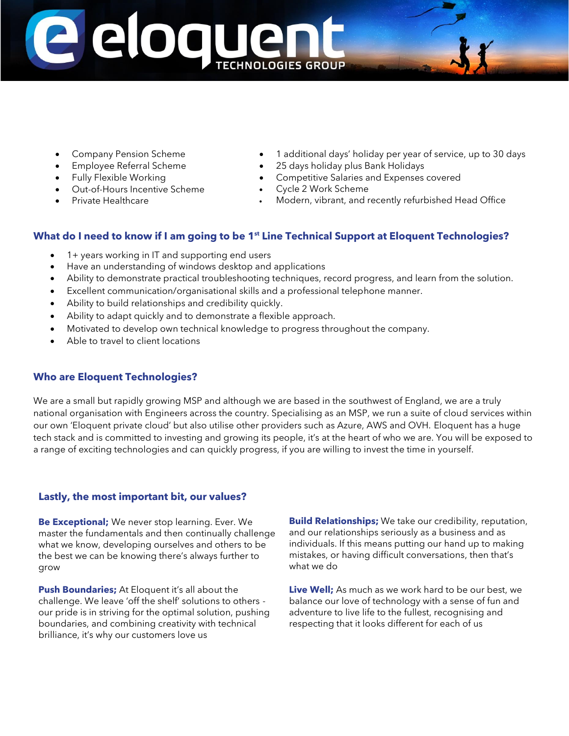- Company Pension Scheme
- Employee Referral Scheme
- Fully Flexible Working
- Out-of-Hours Incentive Scheme
- Private Healthcare
- 1 additional days' holiday per year of service, up to 30 days
- 25 days holiday plus Bank Holidays
- Competitive Salaries and Expenses covered
- Cycle 2 Work Scheme
- Modern, vibrant, and recently refurbished Head Office

## What do I need to know if I am going to be 1st Line Technical Support at Eloquent Technologies?

- 1+ years working in IT and supporting end users
- Have an understanding of windows desktop and applications
- Ability to demonstrate practical troubleshooting techniques, record progress, and learn from the solution.
- Excellent communication/organisational skills and a professional telephone manner.
- Ability to build relationships and credibility quickly.
- Ability to adapt quickly and to demonstrate a flexible approach.
- Motivated to develop own technical knowledge to progress throughout the company.
- Able to travel to client locations

## Who are Eloquent Technologies?

We are a small but rapidly growing MSP and although we are based in the southwest of England, we are a truly national organisation with Engineers across the country. Specialising as an MSP, we run a suite of cloud services within our own 'Eloquent private cloud' but also utilise other providers such as Azure, AWS and OVH. Eloquent has a huge tech stack and is committed to investing and growing its people, it's at the heart of who we are. You will be exposed to a range of exciting technologies and can quickly progress, if you are willing to invest the time in yourself.

## Lastly, the most important bit, our values?

**Be Exceptional;** We never stop learning. Ever. We master the fundamentals and then continually challenge what we know, developing ourselves and others to be the best we can be knowing there's always further to grow

**Push Boundaries;** At Eloquent it's all about the challenge. We leave 'off the shelf' solutions to others - our pride is in striving for the optimal solution, pushing boundaries, and combining creativity with technical brilliance, it's why our customers love us

**Build Relationships;** We take our credibility, reputation, and our relationships seriously as a business and as individuals. If this means putting our hand up to making mistakes, or having difficult conversations, then that's what we do

**Live Well;** As much as we work hard to be our best, we balance our love of technology with a sense of fun and adventure to live life to the fullest, recognising and respecting that it looks different for each of us